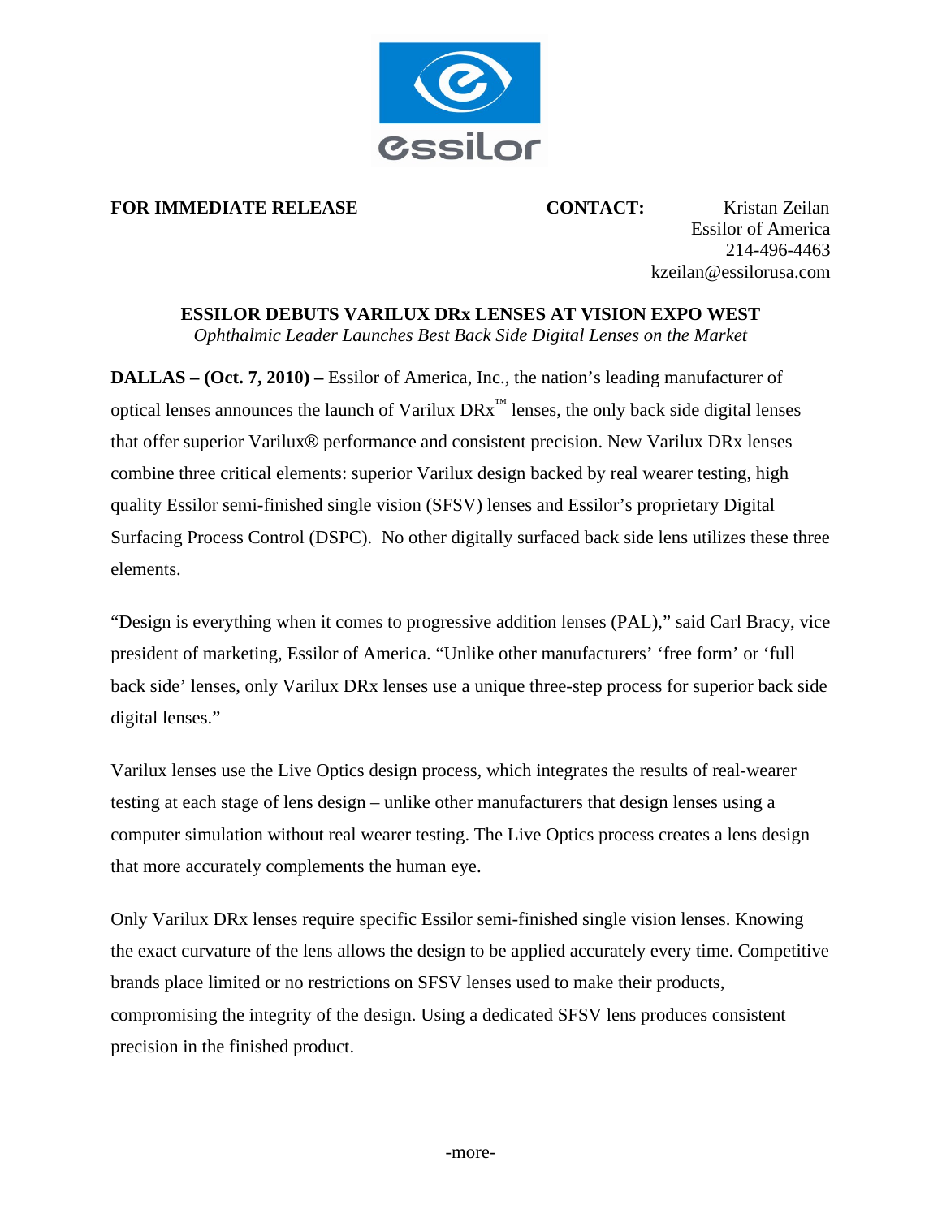**FOR IMMEDIATE RELEASE**

**CONTACT:** Kristan Zeilan
Essilor of America
214-496-4463
kzeilan@essilorusa.com

**ESSILOR DEBUTS VARILUX DRx LENSES AT VISION EXPO WEST**

*Ophthalmic Leader Launches Best Back Side Digital Lenses on the Market*

**DALLAS – (Oct. 7, 2010) –** Essilor of America, Inc., the nation's leading manufacturer of optical lenses announces the launch of Varilux DRx™ lenses, the only back side digital lenses that offer superior Varilux® performance and consistent precision. New Varilux DRx lenses combine three critical elements: superior Varilux design backed by real wearer testing, high quality Essilor semi-finished single vision (SFSV) lenses and Essilor's proprietary Digital Surfacing Process Control (DSPC). No other digitally surfaced back side lens utilizes these three elements.

"Design is everything when it comes to progressive addition lenses (PAL)," said Carl Bracy, vice president of marketing, Essilor of America. "Unlike other manufacturers' 'free form' or 'full back side' lenses, only Varilux DRx lenses use a unique three-step process for superior back side digital lenses."

Varilux lenses use the Live Optics design process, which integrates the results of real-wearer testing at each stage of lens design – unlike other manufacturers that design lenses using a computer simulation without real wearer testing. The Live Optics process creates a lens design that more accurately complements the human eye.

Only Varilux DRx lenses require specific Essilor semi-finished single vision lenses. Knowing the exact curvature of the lens allows the design to be applied accurately every time. Competitive brands place limited or no restrictions on SFSV lenses used to make their products, compromising the integrity of the design. Using a dedicated SFSV lens produces consistent precision in the finished product.

-more-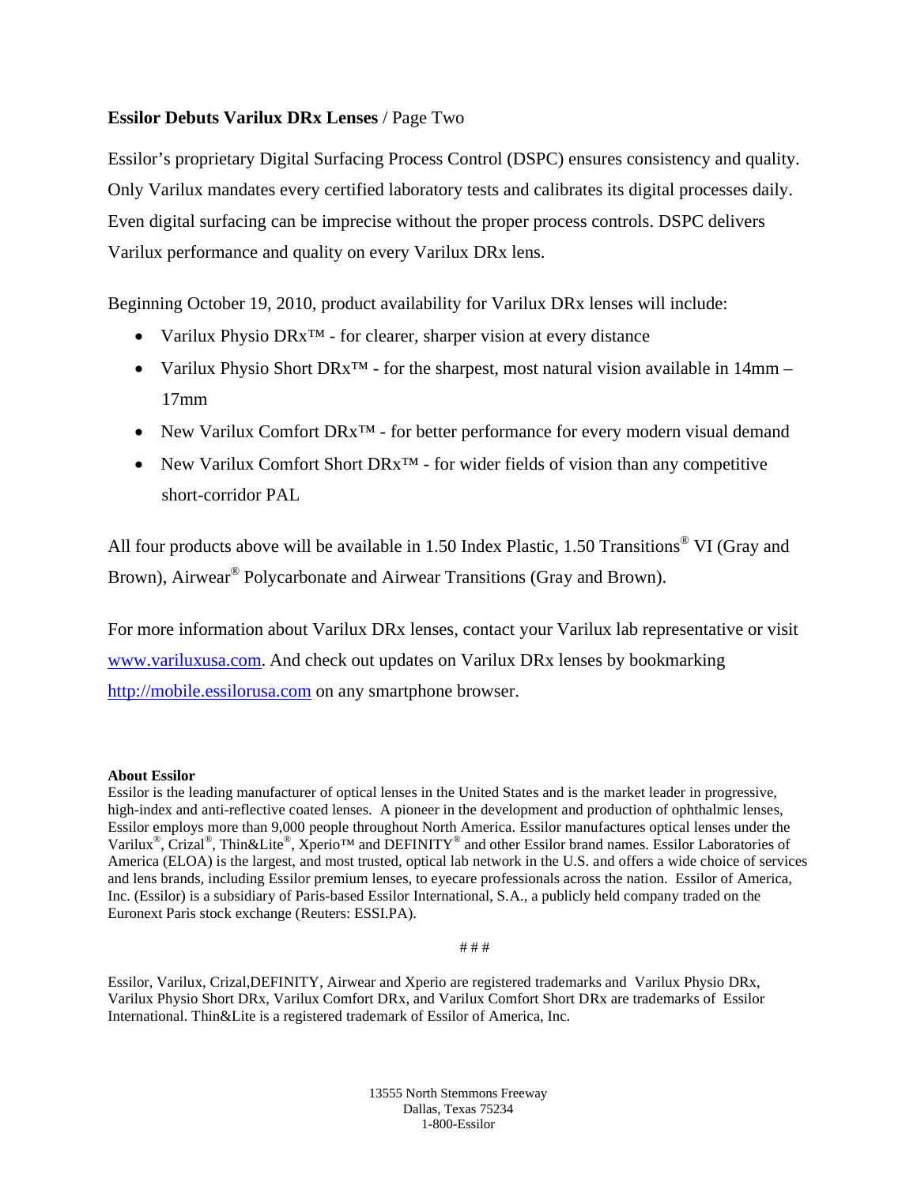Essilor's proprietary Digital Surfacing Process Control (DSPC) ensures consistency and quality. Only Varilux mandates every certified laboratory tests and calibrates its digital processes daily. Even digital surfacing can be imprecise without the proper process controls. DSPC delivers Varilux performance and quality on every Varilux DRx lens.

Beginning October 19, 2010, product availability for Varilux DRx lenses will include:

- Varilux Physio DRx™ - for clearer, sharper vision at every distance
- Varilux Physio Short DRx™ - for the sharpest, most natural vision available in 14mm – 17mm
- New Varilux Comfort DRx™ - for better performance for every modern visual demand
- New Varilux Comfort Short DRx™ - for wider fields of vision than any competitive short-corridor PAL

All four products above will be available in 1.50 Index Plastic, 1.50 Transitions® VI (Gray and Brown), Airwear® Polycarbonate and Airwear Transitions (Gray and Brown).

For more information about Varilux DRx lenses, contact your Varilux lab representative or visit www.variluxusa.com. And check out updates on Varilux DRx lenses by bookmarking http://mobile.essilorusa.com on any smartphone browser.

**About Essilor**
Essilor is the leading manufacturer of optical lenses in the United States and is the market leader in progressive, high-index and anti-reflective coated lenses. A pioneer in the development and production of ophthalmic lenses, Essilor employs more than 9,000 people throughout North America. Essilor manufactures optical lenses under the Varilux®, Crizal®, Thin&Lite®, Xperio™ and DEFINITY® and other Essilor brand names. Essilor Laboratories of America (ELOA) is the largest, and most trusted, optical lab network in the U.S. and offers a wide choice of services and lens brands, including Essilor premium lenses, to eyecare professionals across the nation. Essilor of America, Inc. (Essilor) is a subsidiary of Paris-based Essilor International, S.A., a publicly held company traded on the Euronext Paris stock exchange (Reuters: ESSI.PA).

# # #

Essilor, Varilux, Crizal,DEFINITY, Airwear and Xperio are registered trademarks and Varilux Physio DRx, Varilux Physio Short DRx, Varilux Comfort DRx, and Varilux Comfort Short DRx are trademarks of Essilor International. Thin&Lite is a registered trademark of Essilor of America, Inc.

13555 North Stemmons Freeway
Dallas, Texas 75234
1-800-Essilor